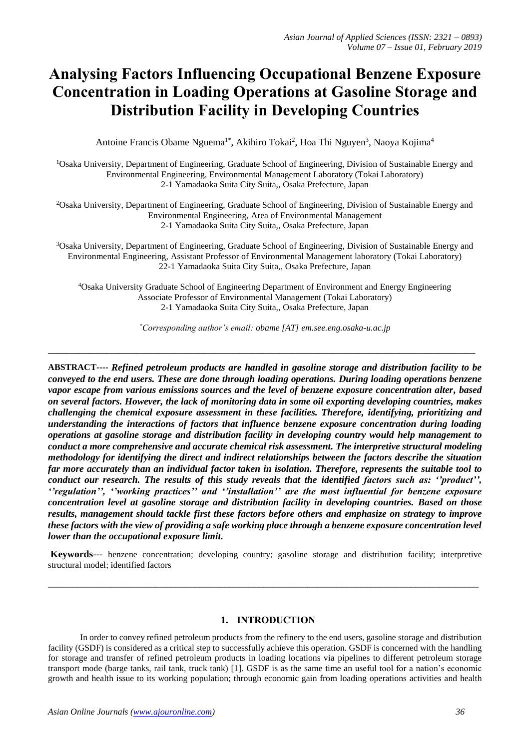# Analysing Factors Influencing Occupational Benzene Exposure Concentration in Loading Operations at Gasoline Storage and Distribution Facility in Developing Countries

Antoine Francis Obame Nguema[1*], Akihiro Tokai[2], Hoa Thi Nguyen[3], Naoya Kojima[4]

[1]Osaka University, Department of Engineering, Graduate School of Engineering, Division of Sustainable Energy and Environmental Engineering, Environmental Management Laboratory (Tokai Laboratory)
2-1 Yamadaoka Suita City Suita,, Osaka Prefecture, Japan

[2]Osaka University, Department of Engineering, Graduate School of Engineering, Division of Sustainable Energy and Environmental Engineering, Area of Environmental Management
2-1 Yamadaoka Suita City Suita,, Osaka Prefecture, Japan

[3]Osaka University, Department of Engineering, Graduate School of Engineering, Division of Sustainable Energy and Environmental Engineering, Assistant Professor of Environmental Management laboratory (Tokai Laboratory)
22-1 Yamadaoka Suita City Suita,, Osaka Prefecture, Japan

[4]Osaka University Graduate School of Engineering Department of Environment and Energy Engineering Associate Professor of Environmental Management (Tokai Laboratory)
2-1 Yamadaoka Suita City Suita,, Osaka Prefecture, Japan

*[*]Corresponding author's email: obame [AT] em.see.eng.osaka-u.ac.jp*

---

**ABSTRACT----** ***Refined petroleum products are handled in gasoline storage and distribution facility to be conveyed to the end users. These are done through loading operations. During loading operations benzene vapor escape from various emissions sources and the level of benzene exposure concentration alter, based on several factors. However, the lack of monitoring data in some oil exporting developing countries, makes challenging the chemical exposure assessment in these facilities. Therefore, identifying, prioritizing and understanding the interactions of factors that influence benzene exposure concentration during loading operations at gasoline storage and distribution facility in developing country would help management to conduct a more comprehensive and accurate chemical risk assessment. The interpretive structural modeling methodology for identifying the direct and indirect relationships between the factors describe the situation far more accurately than an individual factor taken in isolation. Therefore, represents the suitable tool to conduct our research. The results of this study reveals that the identified factors such as: ''product'', ''regulation'', ''working practices'' and ''installation'' are the most influential for benzene exposure concentration level at gasoline storage and distribution facility in developing countries. Based on those results, management should tackle first these factors before others and emphasize on strategy to improve these factors with the view of providing a safe working place through a benzene exposure concentration level lower than the occupational exposure limit.***

**Keywords---** benzene concentration; developing country; gasoline storage and distribution facility; interpretive structural model; identified factors

---

## 1. INTRODUCTION

In order to convey refined petroleum products from the refinery to the end users, gasoline storage and distribution facility (GSDF) is considered as a critical step to successfully achieve this operation. GSDF is concerned with the handling for storage and transfer of refined petroleum products in loading locations via pipelines to different petroleum storage transport mode (barge tanks, rail tank, truck tank) [1]. GSDF is as the same time an useful tool for a nation's economic growth and health issue to its working population; through economic gain from loading operations activities and health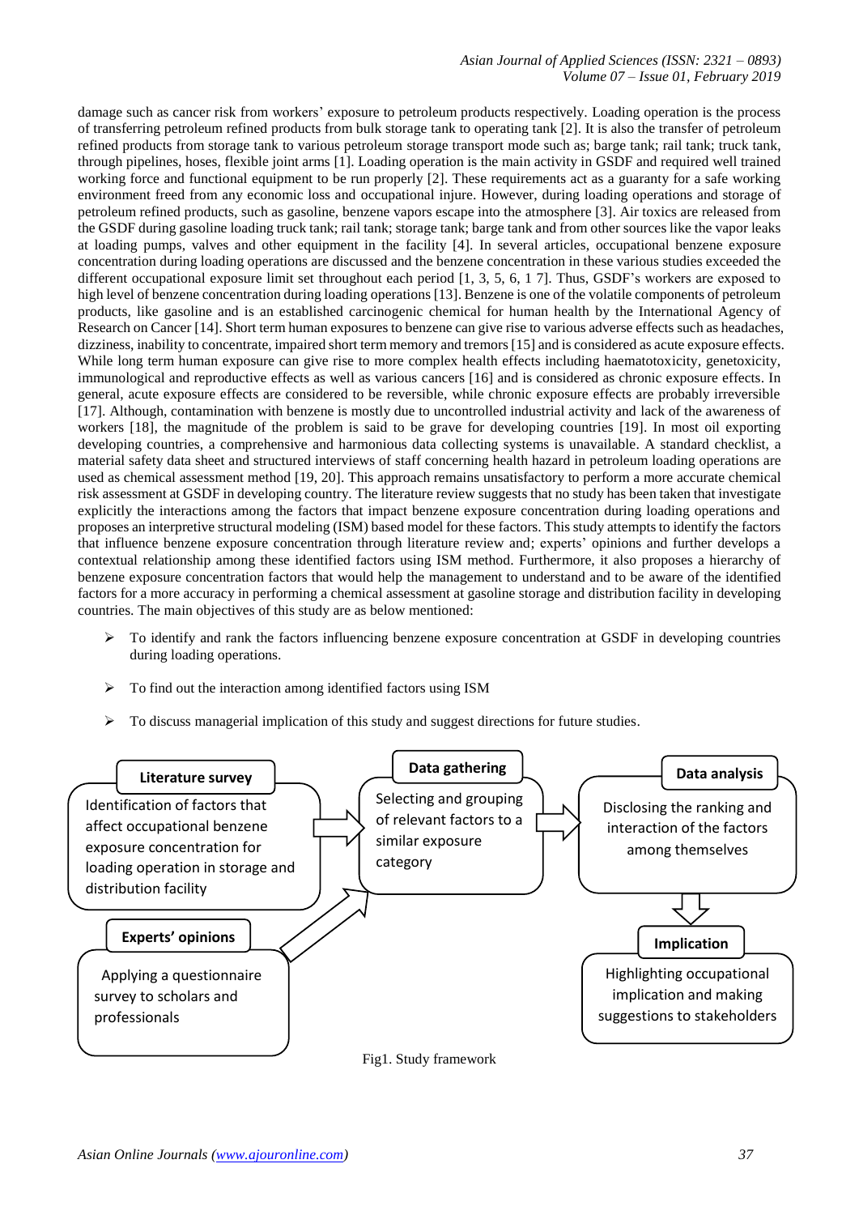damage such as cancer risk from workers' exposure to petroleum products respectively. Loading operation is the process of transferring petroleum refined products from bulk storage tank to operating tank [2]. It is also the transfer of petroleum refined products from storage tank to various petroleum storage transport mode such as; barge tank; rail tank; truck tank, through pipelines, hoses, flexible joint arms [1]. Loading operation is the main activity in GSDF and required well trained working force and functional equipment to be run properly [2]. These requirements act as a guaranty for a safe working environment freed from any economic loss and occupational injure. However, during loading operations and storage of petroleum refined products, such as gasoline, benzene vapors escape into the atmosphere [3]. Air toxics are released from the GSDF during gasoline loading truck tank; rail tank; storage tank; barge tank and from other sources like the vapor leaks at loading pumps, valves and other equipment in the facility [4]. In several articles, occupational benzene exposure concentration during loading operations are discussed and the benzene concentration in these various studies exceeded the different occupational exposure limit set throughout each period [1, 3, 5, 6, 1 7]. Thus, GSDF's workers are exposed to high level of benzene concentration during loading operations [13]. Benzene is one of the volatile components of petroleum products, like gasoline and is an established carcinogenic chemical for human health by the International Agency of Research on Cancer [14]. Short term human exposures to benzene can give rise to various adverse effects such as headaches, dizziness, inability to concentrate, impaired short term memory and tremors [15] and is considered as acute exposure effects. While long term human exposure can give rise to more complex health effects including haematotoxicity, genetoxicity, immunological and reproductive effects as well as various cancers [16] and is considered as chronic exposure effects. In general, acute exposure effects are considered to be reversible, while chronic exposure effects are probably irreversible [17]. Although, contamination with benzene is mostly due to uncontrolled industrial activity and lack of the awareness of workers [18], the magnitude of the problem is said to be grave for developing countries [19]. In most oil exporting developing countries, a comprehensive and harmonious data collecting systems is unavailable. A standard checklist, a material safety data sheet and structured interviews of staff concerning health hazard in petroleum loading operations are used as chemical assessment method [19, 20]. This approach remains unsatisfactory to perform a more accurate chemical risk assessment at GSDF in developing country. The literature review suggests that no study has been taken that investigate explicitly the interactions among the factors that impact benzene exposure concentration during loading operations and proposes an interpretive structural modeling (ISM) based model for these factors. This study attempts to identify the factors that influence benzene exposure concentration through literature review and; experts' opinions and further develops a contextual relationship among these identified factors using ISM method. Furthermore, it also proposes a hierarchy of benzene exposure concentration factors that would help the management to understand and to be aware of the identified factors for a more accuracy in performing a chemical assessment at gasoline storage and distribution facility in developing countries. The main objectives of this study are as below mentioned:

- To identify and rank the factors influencing benzene exposure concentration at GSDF in developing countries during loading operations.
- To find out the interaction among identified factors using ISM
- To discuss managerial implication of this study and suggest directions for future studies.

**Literature survey**: Identification of factors that affect occupational benzene exposure concentration for loading operation in storage and distribution facility

**Experts' opinions**: Applying a questionnaire survey to scholars and professionals

**Data gathering**: Selecting and grouping of relevant factors to a similar exposure category

**Data analysis**: Disclosing the ranking and interaction of the factors among themselves

**Implication**: Highlighting occupational implication and making suggestions to stakeholders

Fig1. Study framework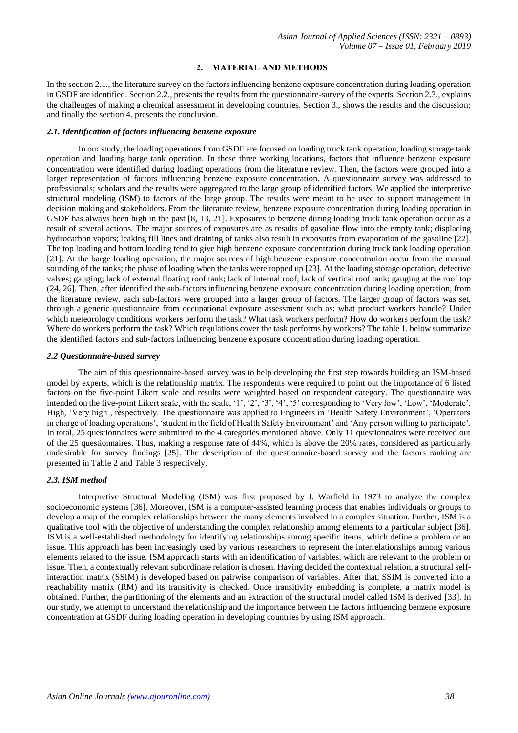## 2. MATERIAL AND METHODS

In the section 2.1., the literature survey on the factors influencing benzene exposure concentration during loading operation in GSDF are identified. Section 2.2., presents the results from the questionnaire-survey of the experts. Section 2.3., explains the challenges of making a chemical assessment in developing countries. Section 3., shows the results and the discussion; and finally the section 4. presents the conclusion.

### *2.1. Identification of factors influencing benzene exposure*

In our study, the loading operations from GSDF are focused on loading truck tank operation, loading storage tank operation and loading barge tank operation. In these three working locations, factors that influence benzene exposure concentration were identified during loading operations from the literature review. Then, the factors were grouped into a larger representation of factors influencing benzene exposure concentration. A questionnaire survey was addressed to professionals; scholars and the results were aggregated to the large group of identified factors. We applied the interpretive structural modeling (ISM) to factors of the large group. The results were meant to be used to support management in decision making and stakeholders. From the literature review, benzene exposure concentration during loading operation in GSDF has always been high in the past [8, 13, 21]. Exposures to benzene during loading truck tank operation occur as a result of several actions. The major sources of exposures are as results of gasoline flow into the empty tank; displacing hydrocarbon vapors; leaking fill lines and draining of tanks also result in exposures from evaporation of the gasoline [22]. The top loading and bottom loading tend to give high benzene exposure concentration during truck tank loading operation [21]. At the barge loading operation, the major sources of high benzene exposure concentration occur from the manual sounding of the tanks; the phase of loading when the tanks were topped up [23]. At the loading storage operation, defective valves; gauging; lack of external floating roof tank; lack of internal roof; lack of vertical roof tank; gauging at the roof top (24, 26]. Then, after identified the sub-factors influencing benzene exposure concentration during loading operation, from the literature review, each sub-factors were grouped into a larger group of factors. The larger group of factors was set, through a generic questionnaire from occupational exposure assessment such as: what product workers handle? Under which meteorology conditions workers perform the task? What task workers perform? How do workers perform the task? Where do workers perform the task? Which regulations cover the task performs by workers? The table 1. below summarize the identified factors and sub-factors influencing benzene exposure concentration during loading operation.

### *2.2 Questionnaire-based survey*

The aim of this questionnaire-based survey was to help developing the first step towards building an ISM-based model by experts, which is the relationship matrix. The respondents were required to point out the importance of 6 listed factors on the five-point Likert scale and results were weighted based on respondent category. The questionnaire was intended on the five-point Likert scale, with the scale, '1', '2', '3', '4', '5' corresponding to 'Very low', 'Low', 'Moderate', High, 'Very high', respectively. The questionnaire was applied to Engineers in 'Health Safety Environment', 'Operators in charge of loading operations', 'student in the field of Health Safety Environment' and 'Any person willing to participate'. In total, 25 questionnaires were submitted to the 4 categories mentioned above. Only 11 questionnaires were received out of the 25 questionnaires. Thus, making a response rate of 44%, which is above the 20% rates, considered as particularly undesirable for survey findings [25]. The description of the questionnaire-based survey and the factors ranking are presented in Table 2 and Table 3 respectively.

### *2.3. ISM method*

Interpretive Structural Modeling (ISM) was first proposed by J. Warfield in 1973 to analyze the complex socioeconomic systems [36]. Moreover, ISM is a computer-assisted learning process that enables individuals or groups to develop a map of the complex relationships between the many elements involved in a complex situation. Further, ISM is a qualitative tool with the objective of understanding the complex relationship among elements to a particular subject [36]. ISM is a well-established methodology for identifying relationships among specific items, which define a problem or an issue. This approach has been increasingly used by various researchers to represent the interrelationships among various elements related to the issue. ISM approach starts with an identification of variables, which are relevant to the problem or issue. Then, a contextually relevant subordinate relation is chosen. Having decided the contextual relation, a structural self-interaction matrix (SSIM) is developed based on pairwise comparison of variables. After that, SSIM is converted into a reachability matrix (RM) and its transitivity is checked. Once transitivity embedding is complete, a matrix model is obtained. Further, the partitioning of the elements and an extraction of the structural model called ISM is derived [33]. In our study, we attempt to understand the relationship and the importance between the factors influencing benzene exposure concentration at GSDF during loading operation in developing countries by using ISM approach.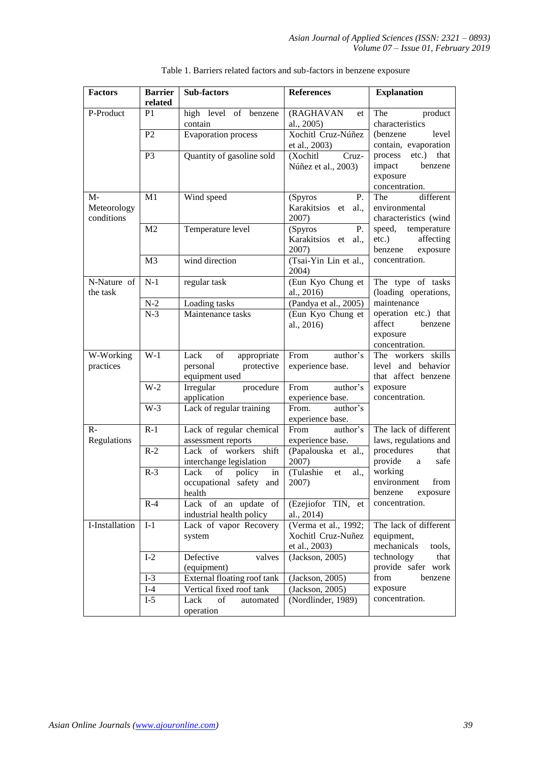Table 1. Barriers related factors and sub-factors in benzene exposure

| Factors | Barrier related | Sub-factors | References | Explanation |
|---|---|---|---|---|
| P-Product | P1 | high level of benzene contain | (RAGHAVAN et al., 2005) | The product characteristics (benzene level contain, evaporation process etc.) that impact benzene exposure concentration. |
| | P2 | Evaporation process | Xochitl Cruz-Núñez et al., 2003) | |
| | P3 | Quantity of gasoline sold | (Xochitl Cruz-Núñez et al., 2003) | |
| M-Meteorology conditions | M1 | Wind speed | (Spyros P. Karakitsios et al., 2007) | The different environmental characteristics (wind speed, temperature etc.) affecting benzene exposure concentration. |
| | M2 | Temperature level | (Spyros P. Karakitsios et al., 2007) | |
| | M3 | wind direction | (Tsai-Yin Lin et al., 2004) | |
| N-Nature of the task | N-1 | regular task | (Eun Kyo Chung et al., 2016) | The type of tasks (loading operations, maintenance operation etc.) that affect benzene exposure concentration. |
| | N-2 | Loading tasks | (Pandya et al., 2005) | |
| | N-3 | Maintenance tasks | (Eun Kyo Chung et al., 2016) | |
| W-Working practices | W-1 | Lack of appropriate personal protective equipment used | From author's experience base. | The workers skills level and behavior that affect benzene exposure concentration. |
| | W-2 | Irregular procedure application | From author's experience base. | |
| | W-3 | Lack of regular training | From. author's experience base. | |
| R-Regulations | R-1 | Lack of regular chemical assessment reports | From author's experience base. | The lack of different laws, regulations and procedures that provide a safe working environment from benzene exposure concentration. |
| | R-2 | Lack of workers shift interchange legislation | (Papalouska et al., 2007) | |
| | R-3 | Lack of policy in occupational safety and health | (Tulashie et al., 2007) | |
| | R-4 | Lack of an update of industrial health policy | (Ezejiofor TIN, et al., 2014) | |
| I-Installation | I-1 | Lack of vapor Recovery system | (Verma et al., 1992; Xochitl Cruz-Nuñez et al., 2003) | The lack of different equipment, mechanicals tools, technology that provide safer work from benzene exposure concentration. |
| | I-2 | Defective valves (equipment) | (Jackson, 2005) | |
| | I-3 | External floating roof tank | (Jackson, 2005) | |
| | I-4 | Vertical fixed roof tank | (Jackson, 2005) | |
| | I-5 | Lack of automated operation | (Nordlinder, 1989) | |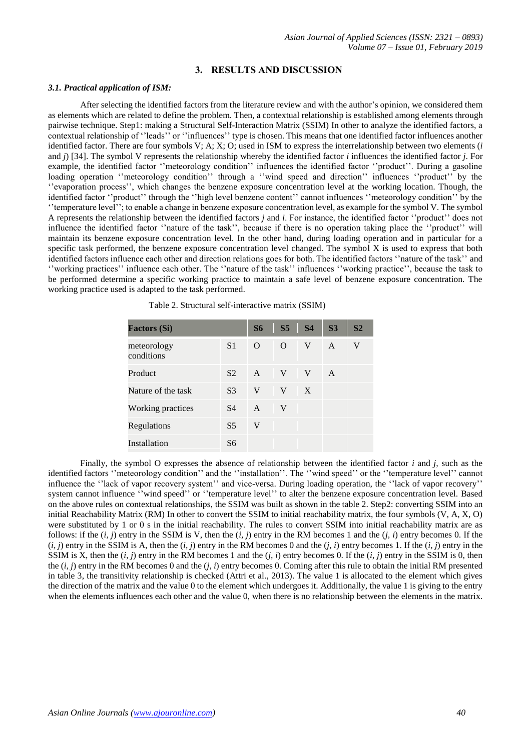## 3. RESULTS AND DISCUSSION

### *3.1. Practical application of ISM:*

After selecting the identified factors from the literature review and with the author's opinion, we considered them as elements which are related to define the problem. Then, a contextual relationship is established among elements through pairwise technique. Step1: making a Structural Self-Interaction Matrix (SSIM) In other to analyze the identified factors, a contextual relationship of ''leads'' or ''influences'' type is chosen. This means that one identified factor influences another identified factor. There are four symbols V; A; X; O; used in ISM to express the interrelationship between two elements (*i* and *j*) [34]. The symbol V represents the relationship whereby the identified factor *i* influences the identified factor *j*. For example, the identified factor ''meteorology condition'' influences the identified factor ''product''. During a gasoline loading operation ''meteorology condition'' through a ''wind speed and direction'' influences ''product'' by the ''evaporation process'', which changes the benzene exposure concentration level at the working location. Though, the identified factor ''product'' through the ''high level benzene content'' cannot influences ''meteorology condition'' by the ''temperature level''; to enable a change in benzene exposure concentration level, as example for the symbol V. The symbol A represents the relationship between the identified factors *j* and *i*. For instance, the identified factor ''product'' does not influence the identified factor ''nature of the task'', because if there is no operation taking place the ''product'' will maintain its benzene exposure concentration level. In the other hand, during loading operation and in particular for a specific task performed, the benzene exposure concentration level changed. The symbol X is used to express that both identified factors influence each other and direction relations goes for both. The identified factors ''nature of the task'' and ''working practices'' influence each other. The ''nature of the task'' influences ''working practice'', because the task to be performed determine a specific working practice to maintain a safe level of benzene exposure concentration. The working practice used is adapted to the task performed.

Table 2. Structural self-interactive matrix (SSIM)

| Factors (Si) | | S6 | S5 | S4 | S3 | S2 |
|---|---|---|---|---|---|---|
| meteorology conditions | S1 | O | O | V | A | V |
| Product | S2 | A | V | V | A | |
| Nature of the task | S3 | V | V | X | | |
| Working practices | S4 | A | V | | | |
| Regulations | S5 | V | | | | |
| Installation | S6 | | | | | |

Finally, the symbol O expresses the absence of relationship between the identified factor *i* and *j*, such as the identified factors ''meteorology condition'' and the ''installation''. The ''wind speed'' or the ''temperature level'' cannot influence the ''lack of vapor recovery system'' and vice-versa. During loading operation, the ''lack of vapor recovery'' system cannot influence ''wind speed'' or ''temperature level'' to alter the benzene exposure concentration level. Based on the above rules on contextual relationships, the SSIM was built as shown in the table 2. Step2: converting SSIM into an initial Reachability Matrix (RM) In other to convert the SSIM to initial reachability matrix, the four symbols (V, A, X, O) were substituted by 1 or 0 s in the initial reachability. The rules to convert SSIM into initial reachability matrix are as follows: if the (*i, j*) entry in the SSIM is V, then the (*i, j*) entry in the RM becomes 1 and the (*j, i*) entry becomes 0. If the (*i, j*) entry in the SSIM is A, then the (*i, j*) entry in the RM becomes 0 and the (*j, i*) entry becomes 1. If the (*i, j*) entry in the SSIM is X, then the (*i, j*) entry in the RM becomes 1 and the (*j, i*) entry becomes 0. If the (*i, j*) entry in the SSIM is 0, then the (*i, j*) entry in the RM becomes 0 and the (*j, i*) entry becomes 0. Coming after this rule to obtain the initial RM presented in table 3, the transitivity relationship is checked (Attri et al., 2013). The value 1 is allocated to the element which gives the direction of the matrix and the value 0 to the element which undergoes it. Additionally, the value 1 is giving to the entry when the elements influences each other and the value 0, when there is no relationship between the elements in the matrix.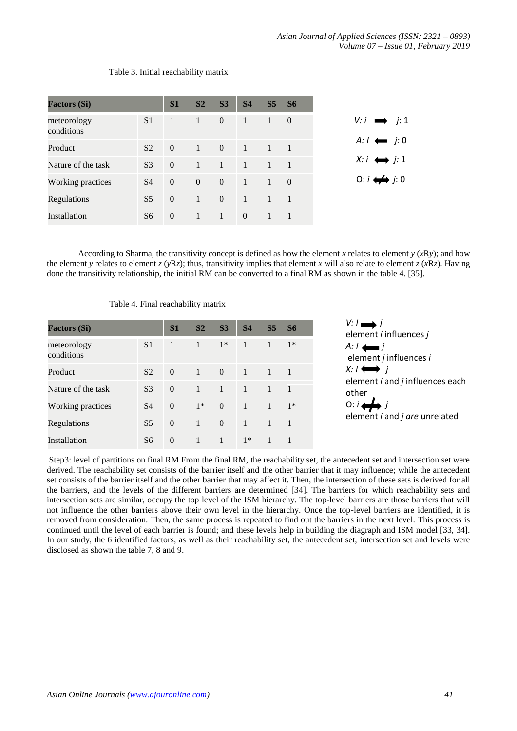Table 3. Initial reachability matrix

| Factors (Si) | | S1 | S2 | S3 | S4 | S5 | S6 |
|---|---|---|---|---|---|---|---|
| meteorology conditions | S1 | 1 | 1 | 0 | 1 | 1 | 0 |
| Product | S2 | 0 | 1 | 0 | 1 | 1 | 1 |
| Nature of the task | S3 | 0 | 1 | 1 | 1 | 1 | 1 |
| Working practices | S4 | 0 | 0 | 0 | 1 | 1 | 0 |
| Regulations | S5 | 0 | 1 | 0 | 1 | 1 | 1 |
| Installation | S6 | 0 | 1 | 1 | 0 | 1 | 1 |

*V: i* ➡ *j*: 1

*A: I* ⬅ *j*: 0

*X: i* ⬌ *j*: 1

O: *i* ⬌ *j*: 0

According to Sharma, the transitivity concept is defined as how the element *x* relates to element *y* (*x*R*y*); and how the element *y* relates to element *z* (*y*R*z*); thus, transitivity implies that element *x* will also relate to element *z* (*x*R*z*). Having done the transitivity relationship, the initial RM can be converted to a final RM as shown in the table 4. [35].

Table 4. Final reachability matrix

| Factors (Si) | | S1 | S2 | S3 | S4 | S5 | S6 |
|---|---|---|---|---|---|---|---|
| meteorology conditions | S1 | 1 | 1 | 1* | 1 | 1 | 1* |
| Product | S2 | 0 | 1 | 0 | 1 | 1 | 1 |
| Nature of the task | S3 | 0 | 1 | 1 | 1 | 1 | 1 |
| Working practices | S4 | 0 | 1* | 0 | 1 | 1 | 1* |
| Regulations | S5 | 0 | 1 | 0 | 1 | 1 | 1 |
| Installation | S6 | 0 | 1 | 1 | 1* | 1 | 1 |

*V: I* ➡ *j*
element *i* influences *j*

*A: I* ⬅ *j*
element *j* influences *i*

*X: I* ⬌ *j*
element *i* and *j* influences each other

O: *i* ⬌ *j*
element *i* and *j* *are* unrelated

Step3: level of partitions on final RM From the final RM, the reachability set, the antecedent set and intersection set were derived. The reachability set consists of the barrier itself and the other barrier that it may influence; while the antecedent set consists of the barrier itself and the other barrier that may affect it. Then, the intersection of these sets is derived for all the barriers, and the levels of the different barriers are determined [34]. The barriers for which reachability sets and intersection sets are similar, occupy the top level of the ISM hierarchy. The top-level barriers are those barriers that will not influence the other barriers above their own level in the hierarchy. Once the top-level barriers are identified, it is removed from consideration. Then, the same process is repeated to find out the barriers in the next level. This process is continued until the level of each barrier is found; and these levels help in building the diagraph and ISM model [33, 34]. In our study, the 6 identified factors, as well as their reachability set, the antecedent set, intersection set and levels were disclosed as shown the table 7, 8 and 9.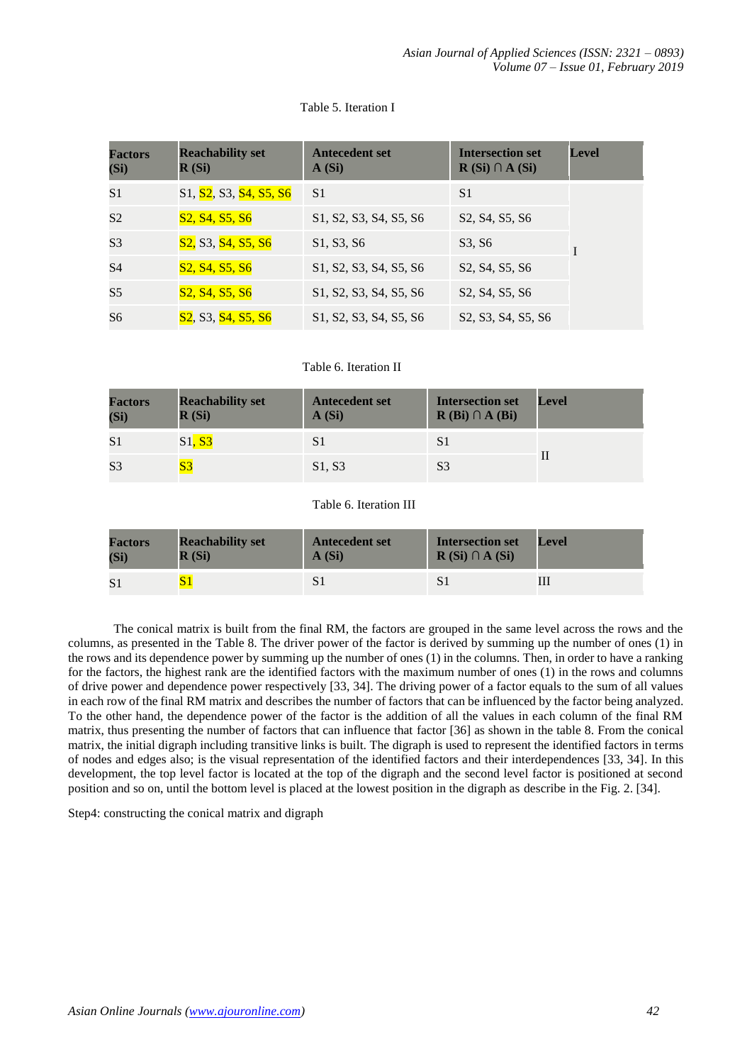Table 5. Iteration I

| Factors (Si) | Reachability set R (Si) | Antecedent set A (Si) | Intersection set R (Si) ∩ A (Si) | Level |
|---|---|---|---|---|
| S1 | S1, S2, S3, S4, S5, S6 | S1 | S1 | I |
| S2 | S2, S4, S5, S6 | S1, S2, S3, S4, S5, S6 | S2, S4, S5, S6 | |
| S3 | S2, S3, S4, S5, S6 | S1, S3, S6 | S3, S6 | |
| S4 | S2, S4, S5, S6 | S1, S2, S3, S4, S5, S6 | S2, S4, S5, S6 | |
| S5 | S2, S4, S5, S6 | S1, S2, S3, S4, S5, S6 | S2, S4, S5, S6 | |
| S6 | S2, S3, S4, S5, S6 | S1, S2, S3, S4, S5, S6 | S2, S3, S4, S5, S6 | |

Table 6. Iteration II

| Factors (Si) | Reachability set R (Si) | Antecedent set A (Si) | Intersection set R (Bi) ∩ A (Bi) | Level |
|---|---|---|---|---|
| S1 | S1, S3 | S1 | S1 | II |
| S3 | S3 | S1, S3 | S3 | |

Table 6. Iteration III

| Factors (Si) | Reachability set R (Si) | Antecedent set A (Si) | Intersection set R (Si) ∩ A (Si) | Level |
|---|---|---|---|---|
| S1 | S1 | S1 | S1 | III |

The conical matrix is built from the final RM, the factors are grouped in the same level across the rows and the columns, as presented in the Table 8. The driver power of the factor is derived by summing up the number of ones (1) in the rows and its dependence power by summing up the number of ones (1) in the columns. Then, in order to have a ranking for the factors, the highest rank are the identified factors with the maximum number of ones (1) in the rows and columns of drive power and dependence power respectively [33, 34]. The driving power of a factor equals to the sum of all values in each row of the final RM matrix and describes the number of factors that can be influenced by the factor being analyzed. To the other hand, the dependence power of the factor is the addition of all the values in each column of the final RM matrix, thus presenting the number of factors that can influence that factor [36] as shown in the table 8. From the conical matrix, the initial digraph including transitive links is built. The digraph is used to represent the identified factors in terms of nodes and edges also; is the visual representation of the identified factors and their interdependences [33, 34]. In this development, the top level factor is located at the top of the digraph and the second level factor is positioned at second position and so on, until the bottom level is placed at the lowest position in the digraph as describe in the Fig. 2. [34].

Step4: constructing the conical matrix and digraph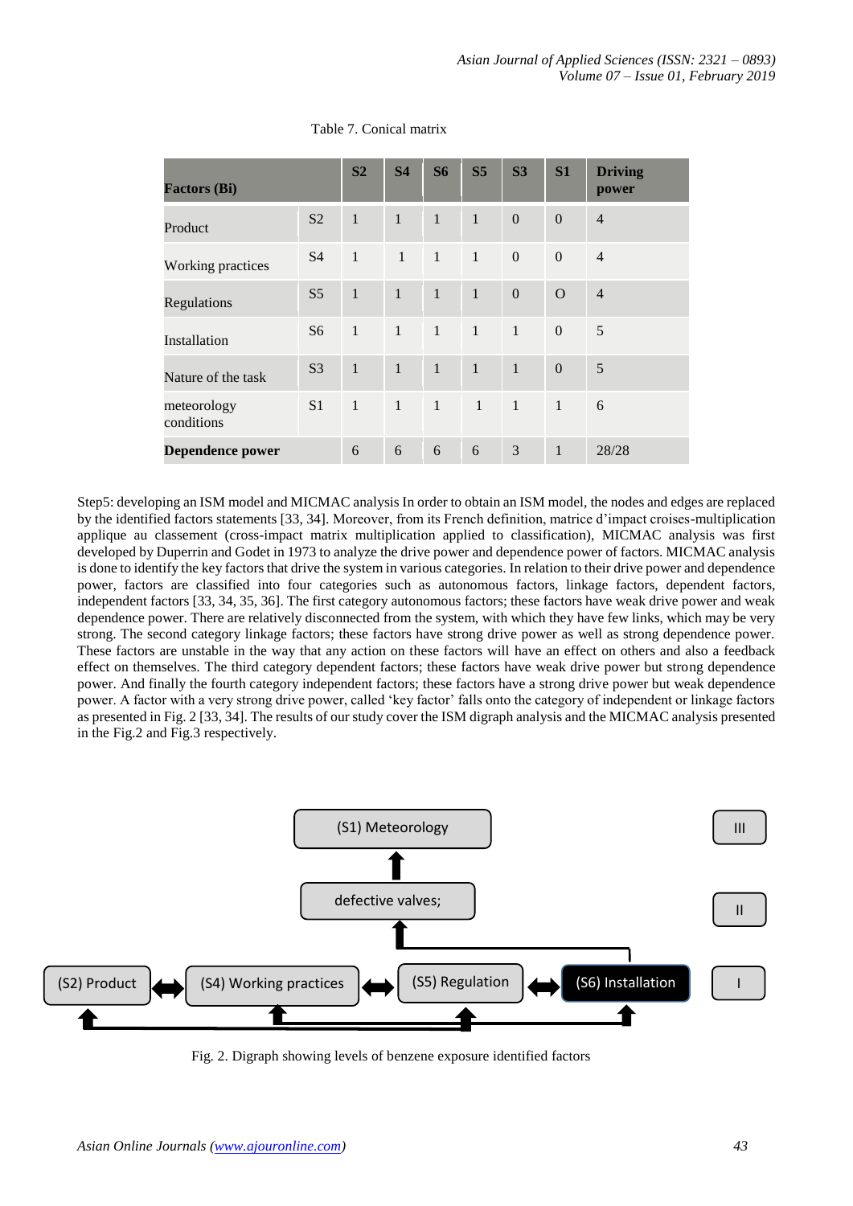Table 7. Conical matrix

| Factors (Bi) | | S2 | S4 | S6 | S5 | S3 | S1 | Driving power |
|---|---|---|---|---|---|---|---|---|
| Product | S2 | 1 | 1 | 1 | 1 | 0 | 0 | 4 |
| Working practices | S4 | 1 | 1 | 1 | 1 | 0 | 0 | 4 |
| Regulations | S5 | 1 | 1 | 1 | 1 | 0 | O | 4 |
| Installation | S6 | 1 | 1 | 1 | 1 | 1 | 0 | 5 |
| Nature of the task | S3 | 1 | 1 | 1 | 1 | 1 | 0 | 5 |
| meteorology conditions | S1 | 1 | 1 | 1 | 1 | 1 | 1 | 6 |
| **Dependence power** | | 6 | 6 | 6 | 6 | 3 | 1 | 28/28 |

Step5: developing an ISM model and MICMAC analysis In order to obtain an ISM model, the nodes and edges are replaced by the identified factors statements [33, 34]. Moreover, from its French definition, matrice d'impact croises-multiplication applique au classement (cross-impact matrix multiplication applied to classification), MICMAC analysis was first developed by Duperrin and Godet in 1973 to analyze the drive power and dependence power of factors. MICMAC analysis is done to identify the key factors that drive the system in various categories. In relation to their drive power and dependence power, factors are classified into four categories such as autonomous factors, linkage factors, dependent factors, independent factors [33, 34, 35, 36]. The first category autonomous factors; these factors have weak drive power and weak dependence power. There are relatively disconnected from the system, with which they have few links, which may be very strong. The second category linkage factors; these factors have strong drive power as well as strong dependence power. These factors are unstable in the way that any action on these factors will have an effect on others and also a feedback effect on themselves. The third category dependent factors; these factors have weak drive power but strong dependence power. And finally the fourth category independent factors; these factors have a strong drive power but weak dependence power. A factor with a very strong drive power, called 'key factor' falls onto the category of independent or linkage factors as presented in Fig. 2 [33, 34]. The results of our study cover the ISM digraph analysis and the MICMAC analysis presented in the Fig.2 and Fig.3 respectively.

Fig. 2. Digraph showing levels of benzene exposure identified factors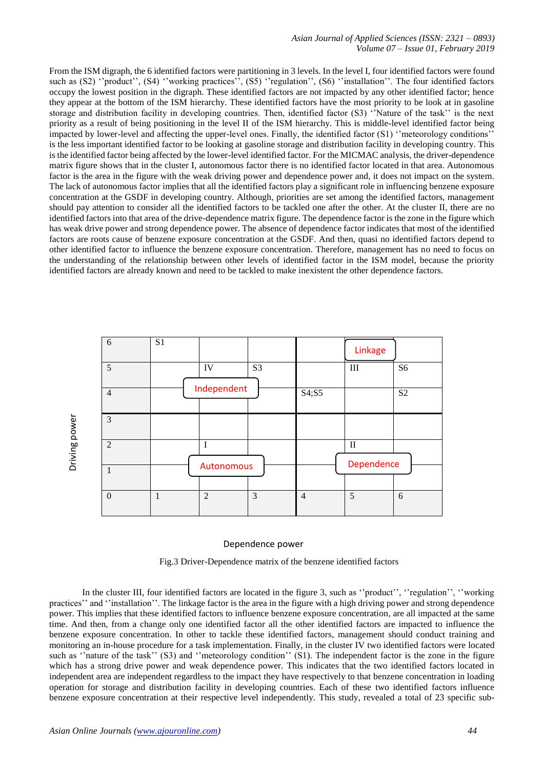From the ISM digraph, the 6 identified factors were partitioning in 3 levels. In the level I, four identified factors were found such as (S2) ''product'', (S4) ''working practices'', (S5) ''regulation'', (S6) ''installation''. The four identified factors occupy the lowest position in the digraph. These identified factors are not impacted by any other identified factor; hence they appear at the bottom of the ISM hierarchy. These identified factors have the most priority to be look at in gasoline storage and distribution facility in developing countries. Then, identified factor (S3) ''Nature of the task'' is the next priority as a result of being positioning in the level II of the ISM hierarchy. This is middle-level identified factor being impacted by lower-level and affecting the upper-level ones. Finally, the identified factor (S1) ''meteorology conditions'' is the less important identified factor to be looking at gasoline storage and distribution facility in developing country. This is the identified factor being affected by the lower-level identified factor. For the MICMAC analysis, the driver-dependence matrix figure shows that in the cluster I, autonomous factor there is no identified factor located in that area. Autonomous factor is the area in the figure with the weak driving power and dependence power and, it does not impact on the system. The lack of autonomous factor implies that all the identified factors play a significant role in influencing benzene exposure concentration at the GSDF in developing country. Although, priorities are set among the identified factors, management should pay attention to consider all the identified factors to be tackled one after the other. At the cluster II, there are no identified factors into that area of the drive-dependence matrix figure. The dependence factor is the zone in the figure which has weak drive power and strong dependence power. The absence of dependence factor indicates that most of the identified factors are roots cause of benzene exposure concentration at the GSDF. And then, quasi no identified factors depend to other identified factor to influence the benzene exposure concentration. Therefore, management has no need to focus on the understanding of the relationship between other levels of identified factor in the ISM model, because the priority identified factors are already known and need to be tackled to make inexistent the other dependence factors.

Driving power

| 6 | S1 | | | | Linkage | |
|---|---|---|---|---|---|---|
| 5 | | IV | S3 | | III | S6 |
| 4 | | Independent | | S4;S5 | | S2 |
| 3 | | | | | | |
| 2 | | I | | | II | |
| 1 | | Autonomous | | | Dependence | |
| 0 | 1 | 2 | 3 | 4 | 5 | 6 |

Dependence power

Fig.3 Driver-Dependence matrix of the benzene identified factors

In the cluster III, four identified factors are located in the figure 3, such as ''product'', ''regulation'', ''working practices'' and ''installation''. The linkage factor is the area in the figure with a high driving power and strong dependence power. This implies that these identified factors to influence benzene exposure concentration, are all impacted at the same time. And then, from a change only one identified factor all the other identified factors are impacted to influence the benzene exposure concentration. In other to tackle these identified factors, management should conduct training and monitoring an in-house procedure for a task implementation. Finally, in the cluster IV two identified factors were located such as ''nature of the task'' (S3) and ''meteorology condition'' (S1). The independent factor is the zone in the figure which has a strong drive power and weak dependence power. This indicates that the two identified factors located in independent area are independent regardless to the impact they have respectively to that benzene concentration in loading operation for storage and distribution facility in developing countries. Each of these two identified factors influence benzene exposure concentration at their respective level independently. This study, revealed a total of 23 specific sub-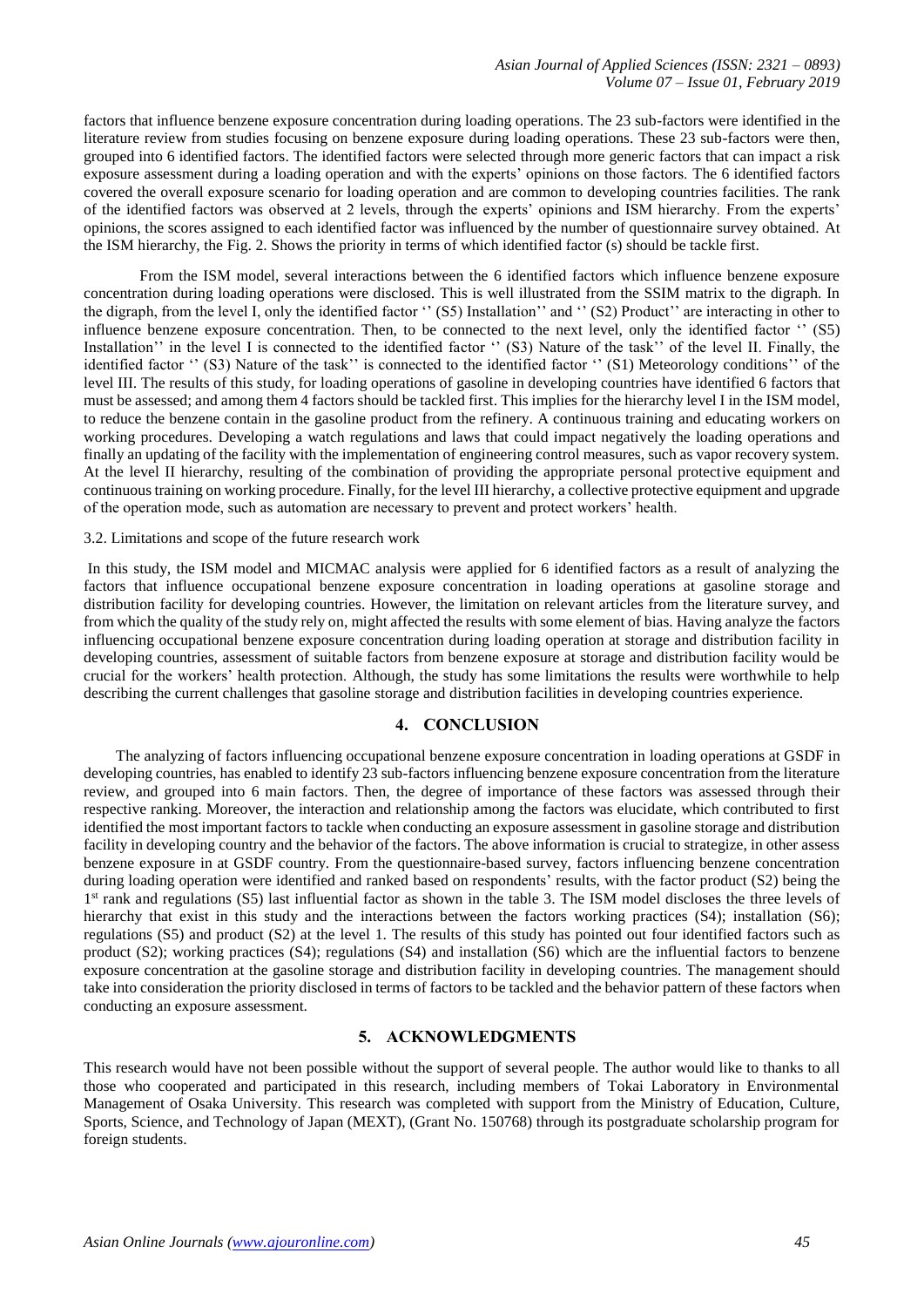factors that influence benzene exposure concentration during loading operations. The 23 sub-factors were identified in the literature review from studies focusing on benzene exposure during loading operations. These 23 sub-factors were then, grouped into 6 identified factors. The identified factors were selected through more generic factors that can impact a risk exposure assessment during a loading operation and with the experts' opinions on those factors. The 6 identified factors covered the overall exposure scenario for loading operation and are common to developing countries facilities. The rank of the identified factors was observed at 2 levels, through the experts' opinions and ISM hierarchy. From the experts' opinions, the scores assigned to each identified factor was influenced by the number of questionnaire survey obtained. At the ISM hierarchy, the Fig. 2. Shows the priority in terms of which identified factor (s) should be tackle first.

From the ISM model, several interactions between the 6 identified factors which influence benzene exposure concentration during loading operations were disclosed. This is well illustrated from the SSIM matrix to the digraph. In the digraph, from the level I, only the identified factor '' (S5) Installation'' and '' (S2) Product'' are interacting in other to influence benzene exposure concentration. Then, to be connected to the next level, only the identified factor '' (S5) Installation'' in the level I is connected to the identified factor '' (S3) Nature of the task'' of the level II. Finally, the identified factor '' (S3) Nature of the task'' is connected to the identified factor '' (S1) Meteorology conditions'' of the level III. The results of this study, for loading operations of gasoline in developing countries have identified 6 factors that must be assessed; and among them 4 factors should be tackled first. This implies for the hierarchy level I in the ISM model, to reduce the benzene contain in the gasoline product from the refinery. A continuous training and educating workers on working procedures. Developing a watch regulations and laws that could impact negatively the loading operations and finally an updating of the facility with the implementation of engineering control measures, such as vapor recovery system. At the level II hierarchy, resulting of the combination of providing the appropriate personal protective equipment and continuous training on working procedure. Finally, for the level III hierarchy, a collective protective equipment and upgrade of the operation mode, such as automation are necessary to prevent and protect workers' health.

3.2. Limitations and scope of the future research work

In this study, the ISM model and MICMAC analysis were applied for 6 identified factors as a result of analyzing the factors that influence occupational benzene exposure concentration in loading operations at gasoline storage and distribution facility for developing countries. However, the limitation on relevant articles from the literature survey, and from which the quality of the study rely on, might affected the results with some element of bias. Having analyze the factors influencing occupational benzene exposure concentration during loading operation at storage and distribution facility in developing countries, assessment of suitable factors from benzene exposure at storage and distribution facility would be crucial for the workers' health protection. Although, the study has some limitations the results were worthwhile to help describing the current challenges that gasoline storage and distribution facilities in developing countries experience.

## 4. CONCLUSION

The analyzing of factors influencing occupational benzene exposure concentration in loading operations at GSDF in developing countries, has enabled to identify 23 sub-factors influencing benzene exposure concentration from the literature review, and grouped into 6 main factors. Then, the degree of importance of these factors was assessed through their respective ranking. Moreover, the interaction and relationship among the factors was elucidate, which contributed to first identified the most important factors to tackle when conducting an exposure assessment in gasoline storage and distribution facility in developing country and the behavior of the factors. The above information is crucial to strategize, in other assess benzene exposure in at GSDF country. From the questionnaire-based survey, factors influencing benzene concentration during loading operation were identified and ranked based on respondents' results, with the factor product (S2) being the 1st rank and regulations (S5) last influential factor as shown in the table 3. The ISM model discloses the three levels of hierarchy that exist in this study and the interactions between the factors working practices (S4); installation (S6); regulations (S5) and product (S2) at the level 1. The results of this study has pointed out four identified factors such as product (S2); working practices (S4); regulations (S4) and installation (S6) which are the influential factors to benzene exposure concentration at the gasoline storage and distribution facility in developing countries. The management should take into consideration the priority disclosed in terms of factors to be tackled and the behavior pattern of these factors when conducting an exposure assessment.

## 5. ACKNOWLEDGMENTS

This research would have not been possible without the support of several people. The author would like to thanks to all those who cooperated and participated in this research, including members of Tokai Laboratory in Environmental Management of Osaka University. This research was completed with support from the Ministry of Education, Culture, Sports, Science, and Technology of Japan (MEXT), (Grant No. 150768) through its postgraduate scholarship program for foreign students.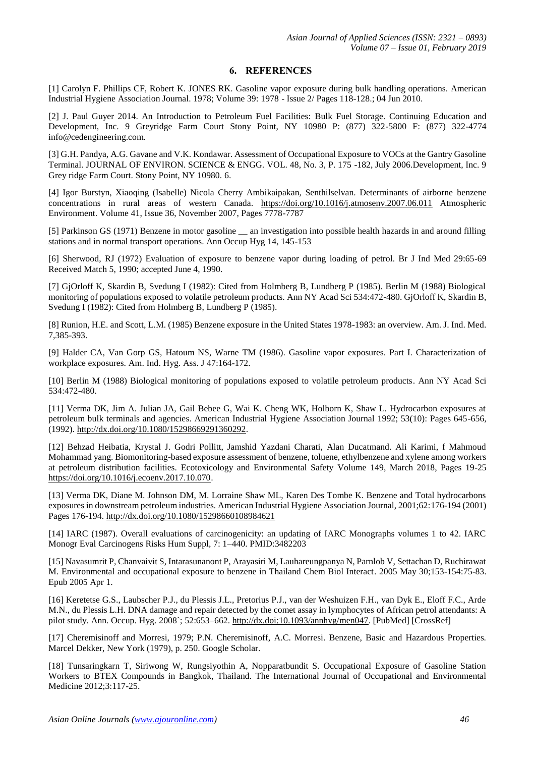## 6. REFERENCES

[1] Carolyn F. Phillips CF, Robert K. JONES RK. Gasoline vapor exposure during bulk handling operations. American Industrial Hygiene Association Journal. 1978; Volume 39: 1978 - Issue 2/ Pages 118-128.; 04 Jun 2010.

[2] J. Paul Guyer 2014. An Introduction to Petroleum Fuel Facilities: Bulk Fuel Storage. Continuing Education and Development, Inc. 9 Greyridge Farm Court Stony Point, NY 10980 P: (877) 322-5800 F: (877) 322-4774 info@cedengineering.com.

[3] G.H. Pandya, A.G. Gavane and V.K. Kondawar. Assessment of Occupational Exposure to VOCs at the Gantry Gasoline Terminal. JOURNAL OF ENVIRON. SCIENCE & ENGG. VOL. 48, No. 3, P. 175 -182, July 2006.Development, Inc. 9 Grey ridge Farm Court. Stony Point, NY 10980. 6.

[4] Igor Burstyn, Xiaoqing (Isabelle) Nicola Cherry Ambikaipakan, Senthilselvan. Determinants of airborne benzene concentrations in rural areas of western Canada. https://doi.org/10.1016/j.atmosenv.2007.06.011 Atmospheric Environment. Volume 41, Issue 36, November 2007, Pages 7778-7787

[5] Parkinson GS (1971) Benzene in motor gasoline __ an investigation into possible health hazards in and around filling stations and in normal transport operations. Ann Occup Hyg 14, 145-153

[6] Sherwood, RJ (1972) Evaluation of exposure to benzene vapor during loading of petrol. Br J Ind Med 29:65-69 Received Match 5, 1990; accepted June 4, 1990.

[7] GjOrloff K, Skardin B, Svedung I (1982): Cited from Holmberg B, Lundberg P (1985). Berlin M (1988) Biological monitoring of populations exposed to volatile petroleum products. Ann NY Acad Sci 534:472-480. GjOrloff K, Skardin B, Svedung I (1982): Cited from Holmberg B, Lundberg P (1985).

[8] Runion, H.E. and Scott, L.M. (1985) Benzene exposure in the United States 1978-1983: an overview. Am. J. Ind. Med. 7,385-393.

[9] Halder CA, Van Gorp GS, Hatoum NS, Warne TM (1986). Gasoline vapor exposures. Part I. Characterization of workplace exposures. Am. Ind. Hyg. Ass. J 47:164-172.

[10] Berlin M (1988) Biological monitoring of populations exposed to volatile petroleum products. Ann NY Acad Sci 534:472-480.

[11] Verma DK, Jim A. Julian JA, Gail Bebee G, Wai K. Cheng WK, Holborn K, Shaw L. Hydrocarbon exposures at petroleum bulk terminals and agencies. American Industrial Hygiene Association Journal 1992; 53(10): Pages 645-656, (1992). http://dx.doi.org/10.1080/15298669291360292.

[12] Behzad Heibatia, Krystal J. Godri Pollitt, Jamshid Yazdani Charati, Alan Ducatmand. Ali Karimi, f Mahmoud Mohammad yang. Biomonitoring-based exposure assessment of benzene, toluene, ethylbenzene and xylene among workers at petroleum distribution facilities. Ecotoxicology and Environmental Safety Volume 149, March 2018, Pages 19-25 https://doi.org/10.1016/j.ecoenv.2017.10.070.

[13] Verma DK, Diane M. Johnson DM, M. Lorraine Shaw ML, Karen Des Tombe K. Benzene and Total hydrocarbons exposures in downstream petroleum industries. American Industrial Hygiene Association Journal, 2001;62:176-194 (2001) Pages 176-194. http://dx.doi.org/10.1080/15298660108984621

[14] IARC (1987). Overall evaluations of carcinogenicity: an updating of IARC Monographs volumes 1 to 42. IARC Monogr Eval Carcinogens Risks Hum Suppl, 7: 1–440. PMID:3482203

[15] Navasumrit P, Chanvaivit S, Intarasunanont P, Arayasiri M, Lauhareungpanya N, Parnlob V, Settachan D, Ruchirawat M. Environmental and occupational exposure to benzene in Thailand Chem Biol Interact. 2005 May 30;153-154:75-83. Epub 2005 Apr 1.

[16] Keretetse G.S., Laubscher P.J., du Plessis J.L., Pretorius P.J., van der Weshuizen F.H., van Dyk E., Eloff F.C., Arde M.N., du Plessis L.H. DNA damage and repair detected by the comet assay in lymphocytes of African petrol attendants: A pilot study. Ann. Occup. Hyg. 2008`; 52:653–662. http://dx.doi:10.1093/annhyg/men047. [PubMed] [CrossRef]

[17] Cheremisinoff and Morresi, 1979; P.N. Cheremisinoff, A.C. Morresi. Benzene, Basic and Hazardous Properties. Marcel Dekker, New York (1979), p. 250. Google Scholar.

[18] Tunsaringkarn T, Siriwong W, Rungsiyothin A, Nopparatbundit S. Occupational Exposure of Gasoline Station Workers to BTEX Compounds in Bangkok, Thailand. The International Journal of Occupational and Environmental Medicine 2012;3:117-25.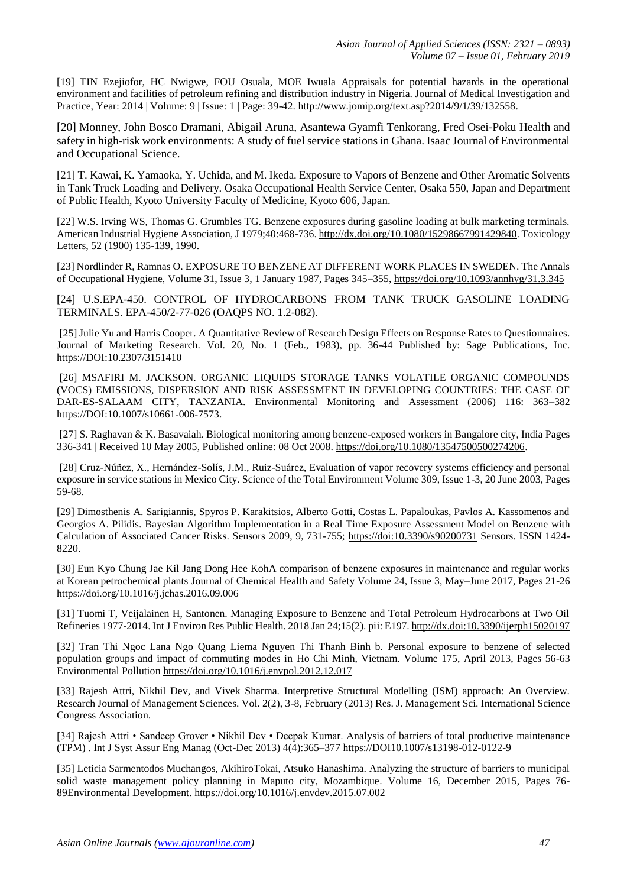[19] TIN Ezejiofor, HC Nwigwe, FOU Osuala, MOE Iwuala Appraisals for potential hazards in the operational environment and facilities of petroleum refining and distribution industry in Nigeria. Journal of Medical Investigation and Practice, Year: 2014 | Volume: 9 | Issue: 1 | Page: 39-42. http://www.jomip.org/text.asp?2014/9/1/39/132558.

[20] Monney, John Bosco Dramani, Abigail Aruna, Asantewa Gyamfi Tenkorang, Fred Osei-Poku Health and safety in high-risk work environments: A study of fuel service stations in Ghana. Isaac Journal of Environmental and Occupational Science.

[21] T. Kawai, K. Yamaoka, Y. Uchida, and M. Ikeda. Exposure to Vapors of Benzene and Other Aromatic Solvents in Tank Truck Loading and Delivery. Osaka Occupational Health Service Center, Osaka 550, Japan and Department of Public Health, Kyoto University Faculty of Medicine, Kyoto 606, Japan.

[22] W.S. Irving WS, Thomas G. Grumbles TG. Benzene exposures during gasoline loading at bulk marketing terminals. American Industrial Hygiene Association, J 1979;40:468-736. http://dx.doi.org/10.1080/15298667991429840. Toxicology Letters, 52 (1900) 135-139, 1990.

[23] Nordlinder R, Ramnas O. EXPOSURE TO BENZENE AT DIFFERENT WORK PLACES IN SWEDEN. The Annals of Occupational Hygiene, Volume 31, Issue 3, 1 January 1987, Pages 345–355, https://doi.org/10.1093/annhyg/31.3.345

[24] U.S.EPA-450. CONTROL OF HYDROCARBONS FROM TANK TRUCK GASOLINE LOADING TERMINALS. EPA-450/2-77-026 (OAQPS NO. 1.2-082).

[25] Julie Yu and Harris Cooper. A Quantitative Review of Research Design Effects on Response Rates to Questionnaires. Journal of Marketing Research. Vol. 20, No. 1 (Feb., 1983), pp. 36-44 Published by: Sage Publications, Inc. https://DOI:10.2307/3151410

[26] MSAFIRI M. JACKSON. ORGANIC LIQUIDS STORAGE TANKS VOLATILE ORGANIC COMPOUNDS (VOCS) EMISSIONS, DISPERSION AND RISK ASSESSMENT IN DEVELOPING COUNTRIES: THE CASE OF DAR-ES-SALAAM CITY, TANZANIA. Environmental Monitoring and Assessment (2006) 116: 363–382 https://DOI:10.1007/s10661-006-7573.

[27] S. Raghavan & K. Basavaiah. Biological monitoring among benzene-exposed workers in Bangalore city, India Pages 336-341 | Received 10 May 2005, Published online: 08 Oct 2008. https://doi.org/10.1080/13547500500274206.

[28] Cruz-Núñez, X., Hernández-Solís, J.M., Ruiz-Suárez, Evaluation of vapor recovery systems efficiency and personal exposure in service stations in Mexico City. Science of the Total Environment Volume 309, Issue 1-3, 20 June 2003, Pages 59-68.

[29] Dimosthenis A. Sarigiannis, Spyros P. Karakitsios, Alberto Gotti, Costas L. Papaloukas, Pavlos A. Kassomenos and Georgios A. Pilidis. Bayesian Algorithm Implementation in a Real Time Exposure Assessment Model on Benzene with Calculation of Associated Cancer Risks. Sensors 2009, 9, 731-755; https://doi:10.3390/s90200731 Sensors. ISSN 1424-8220.

[30] Eun Kyo Chung Jae Kil Jang Dong Hee KohA comparison of benzene exposures in maintenance and regular works at Korean petrochemical plants Journal of Chemical Health and Safety Volume 24, Issue 3, May–June 2017, Pages 21-26 https://doi.org/10.1016/j.jchas.2016.09.006

[31] Tuomi T, Veijalainen H, Santonen. Managing Exposure to Benzene and Total Petroleum Hydrocarbons at Two Oil Refineries 1977-2014. Int J Environ Res Public Health. 2018 Jan 24;15(2). pii: E197. http://dx.doi:10.3390/ijerph15020197

[32] Tran Thi Ngoc Lana Ngo Quang Liema Nguyen Thi Thanh Binh b. Personal exposure to benzene of selected population groups and impact of commuting modes in Ho Chi Minh, Vietnam. Volume 175, April 2013, Pages 56-63 Environmental Pollution https://doi.org/10.1016/j.envpol.2012.12.017

[33] Rajesh Attri, Nikhil Dev, and Vivek Sharma. Interpretive Structural Modelling (ISM) approach: An Overview. Research Journal of Management Sciences. Vol. 2(2), 3-8, February (2013) Res. J. Management Sci. International Science Congress Association.

[34] Rajesh Attri • Sandeep Grover • Nikhil Dev • Deepak Kumar. Analysis of barriers of total productive maintenance (TPM) . Int J Syst Assur Eng Manag (Oct-Dec 2013) 4(4):365–377 https://DOI10.1007/s13198-012-0122-9

[35] Leticia Sarmentodos Muchangos, AkihiroTokai, Atsuko Hanashima. Analyzing the structure of barriers to municipal solid waste management policy planning in Maputo city, Mozambique. Volume 16, December 2015, Pages 76-89Environmental Development. https://doi.org/10.1016/j.envdev.2015.07.002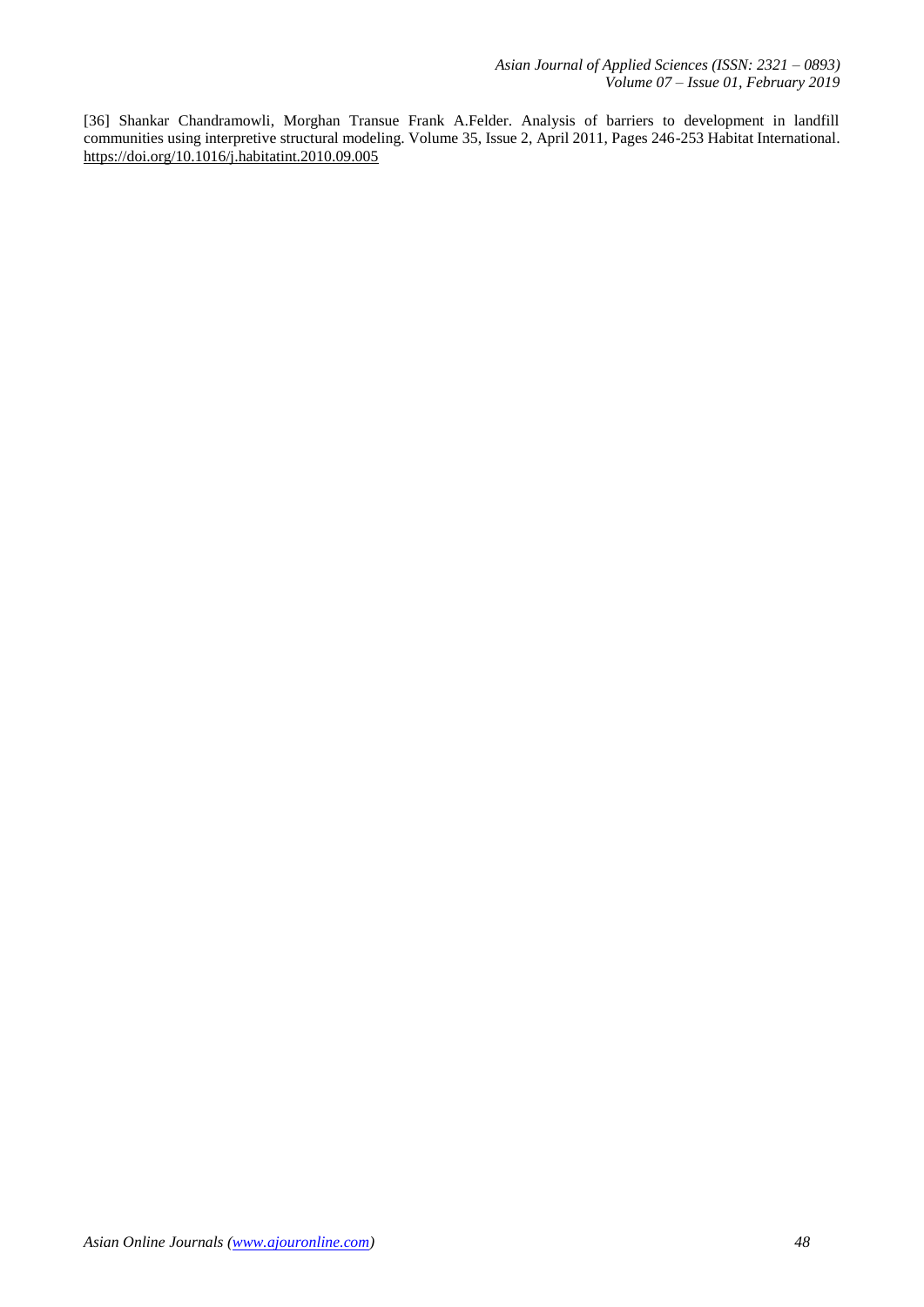[36] Shankar Chandramowli, Morghan Transue Frank A.Felder. Analysis of barriers to development in landfill communities using interpretive structural modeling. Volume 35, Issue 2, April 2011, Pages 246-253 Habitat International. https://doi.org/10.1016/j.habitatint.2010.09.005